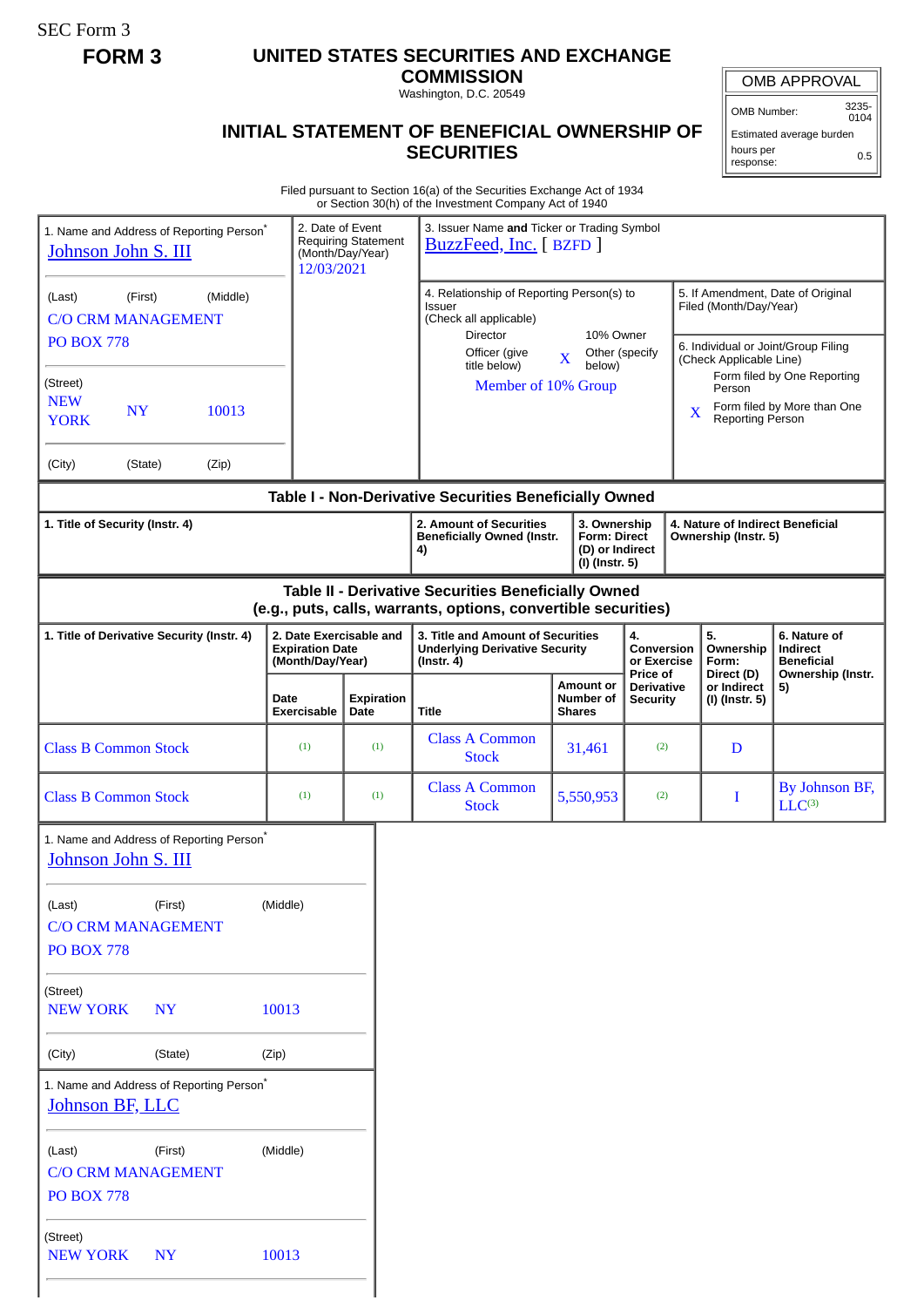SEC Form 3

**FORM 3**

# UNITED STATES SECURITIES AND EXCHANGE COMMISSION

Washington, D.C. 20549

## INITIAL STATEMENT OF BENEFICIAL OWNERSHIP OF SECURITIES

| OMB APPROVAL | |
|---|---|
| OMB Number: | 3235-0104 |
| Estimated average burden | |
| hours per response: | 0.5 |

Filed pursuant to Section 16(a) of the Securities Exchange Act of 1934
or Section 30(h) of the Investment Company Act of 1940

1. Name and Address of Reporting Person*
Johnson John S. III

(Last) (First) (Middle)
C/O CRM MANAGEMENT
PO BOX 778

(Street)
NEW YORK NY 10013

(City) (State) (Zip)

2. Date of Event Requiring Statement (Month/Day/Year)
12/03/2021

3. Issuer Name **and** Ticker or Trading Symbol
BuzzFeed, Inc. [ BZFD ]

4. Relationship of Reporting Person(s) to Issuer
(Check all applicable)
Director
10% Owner
Officer (give title below)
X Other (specify below)
Member of 10% Group

5. If Amendment, Date of Original Filed (Month/Day/Year)

6. Individual or Joint/Group Filing (Check Applicable Line)
Form filed by One Reporting Person
X Form filed by More than One Reporting Person

### Table I - Non-Derivative Securities Beneficially Owned

| 1. Title of Security (Instr. 4) | 2. Amount of Securities Beneficially Owned (Instr. 4) | 3. Ownership Form: Direct (D) or Indirect (I) (Instr. 5) | 4. Nature of Indirect Beneficial Ownership (Instr. 5) |
|---|---|---|---|

### Table II - Derivative Securities Beneficially Owned (e.g., puts, calls, warrants, options, convertible securities)

| 1. Title of Derivative Security (Instr. 4) | 2. Date Exercisable and Expiration Date (Month/Day/Year) | | 3. Title and Amount of Securities Underlying Derivative Security (Instr. 4) | | 4. Conversion or Exercise Price of Derivative Security | 5. Ownership Form: Direct (D) or Indirect (I) (Instr. 5) | 6. Nature of Indirect Beneficial Ownership (Instr. 5) |
|---|---|---|---|---|---|---|---|
| | Date Exercisable | Expiration Date | Title | Amount or Number of Shares | | | |
| Class B Common Stock | (1) | (1) | Class A Common Stock | 31,461 | (2) | D | |
| Class B Common Stock | (1) | (1) | Class A Common Stock | 5,550,953 | (2) | I | By Johnson BF, LLC[3] |

1. Name and Address of Reporting Person*
Johnson John S. III

(Last) (First) (Middle)
C/O CRM MANAGEMENT
PO BOX 778

(Street)
NEW YORK NY 10013

(City) (State) (Zip)

1. Name and Address of Reporting Person*
Johnson BF, LLC

(Last) (First) (Middle)
C/O CRM MANAGEMENT
PO BOX 778

(Street)
NEW YORK NY 10013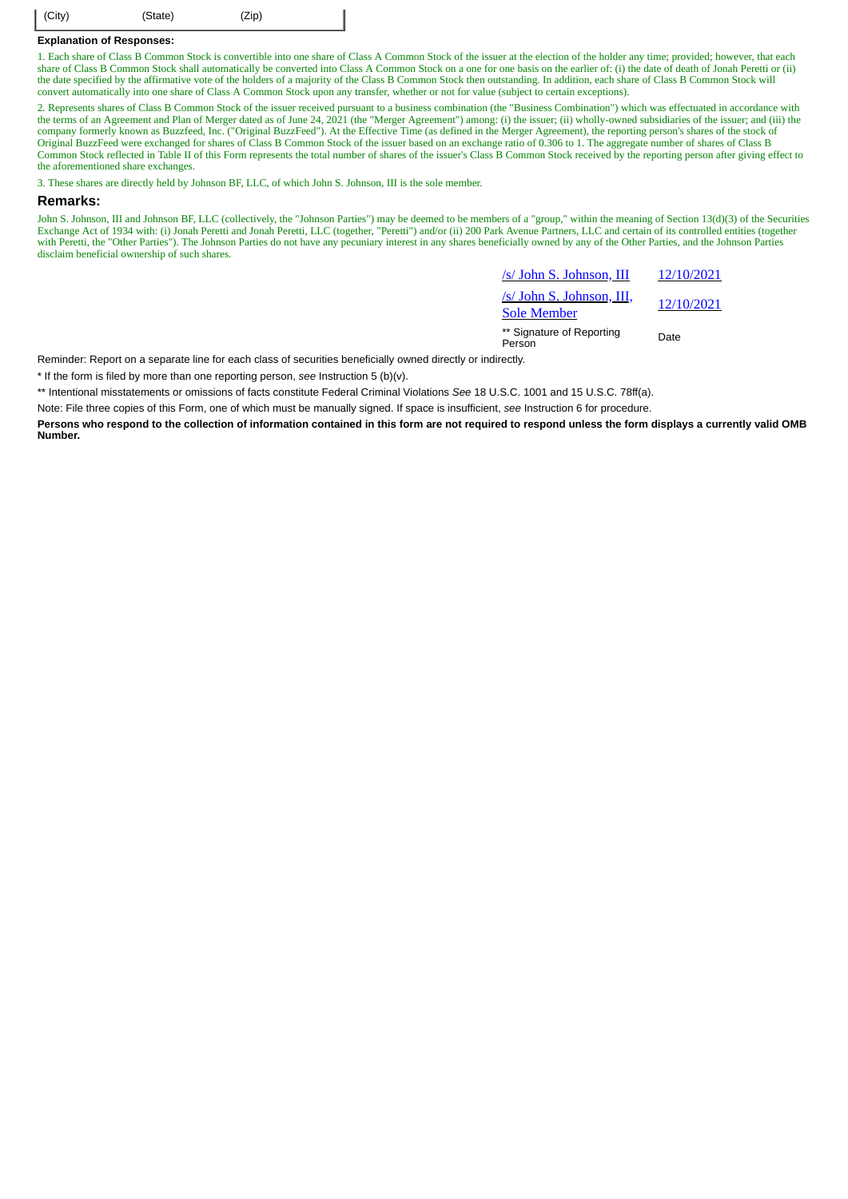| (City) | (State) | (Zip) |
|---|---|---|

**Explanation of Responses:**

1. Each share of Class B Common Stock is convertible into one share of Class A Common Stock of the issuer at the election of the holder any time; provided; however, that each share of Class B Common Stock shall automatically be converted into Class A Common Stock on a one for one basis on the earlier of: (i) the date of death of Jonah Peretti or (ii) the date specified by the affirmative vote of the holders of a majority of the Class B Common Stock then outstanding. In addition, each share of Class B Common Stock will convert automatically into one share of Class A Common Stock upon any transfer, whether or not for value (subject to certain exceptions).

2. Represents shares of Class B Common Stock of the issuer received pursuant to a business combination (the "Business Combination") which was effectuated in accordance with the terms of an Agreement and Plan of Merger dated as of June 24, 2021 (the "Merger Agreement") among: (i) the issuer; (ii) wholly-owned subsidiaries of the issuer; and (iii) the company formerly known as Buzzfeed, Inc. ("Original BuzzFeed"). At the Effective Time (as defined in the Merger Agreement), the reporting person's shares of the stock of Original BuzzFeed were exchanged for shares of Class B Common Stock of the issuer based on an exchange ratio of 0.306 to 1. The aggregate number of shares of Class B Common Stock reflected in Table II of this Form represents the total number of shares of the issuer's Class B Common Stock received by the reporting person after giving effect to the aforementioned share exchanges.

3. These shares are directly held by Johnson BF, LLC, of which John S. Johnson, III is the sole member.

## Remarks:

John S. Johnson, III and Johnson BF, LLC (collectively, the "Johnson Parties") may be deemed to be members of a "group," within the meaning of Section 13(d)(3) of the Securities Exchange Act of 1934 with: (i) Jonah Peretti and Jonah Peretti, LLC (together, "Peretti") and/or (ii) 200 Park Avenue Partners, LLC and certain of its controlled entities (together with Peretti, the "Other Parties"). The Johnson Parties do not have any pecuniary interest in any shares beneficially owned by any of the Other Parties, and the Johnson Parties disclaim beneficial ownership of such shares.

| | |
|---|---|
| /s/ John S. Johnson, III | 12/10/2021 |
| /s/ John S. Johnson, III, Sole Member | 12/10/2021 |
| ** Signature of Reporting Person | Date |

Reminder: Report on a separate line for each class of securities beneficially owned directly or indirectly.

* If the form is filed by more than one reporting person, *see* Instruction 5 (b)(v).

** Intentional misstatements or omissions of facts constitute Federal Criminal Violations *See* 18 U.S.C. 1001 and 15 U.S.C. 78ff(a).

Note: File three copies of this Form, one of which must be manually signed. If space is insufficient, *see* Instruction 6 for procedure.

**Persons who respond to the collection of information contained in this form are not required to respond unless the form displays a currently valid OMB Number.**